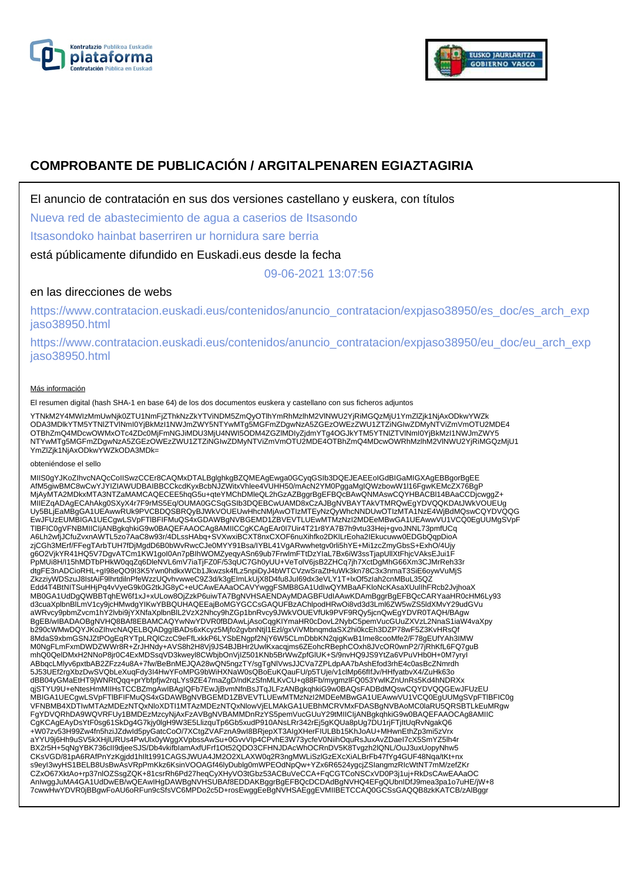# COMPROBANTE DE PUBLICACIÓN / ARGITALPENAREN EGIAZTAGIRIA

El anuncio de contratación en sus dos versiones castellano y euskera, con títulos

Nueva red de abastecimiento de agua a caserios de Itsasondo

Itsasondoko hainbat baserriren ur hornidura sare berria

está públicamente difundido en Euskadi.eus desde la fecha

09-06-2021 13:07:56

en las direcciones de webs

https://www.contratacion.euskadi.eus/contenidos/anuncio_contratacion/expjaso38950/es_doc/es_arch_expjaso38950.html

https://www.contratacion.euskadi.eus/contenidos/anuncio_contratacion/expjaso38950/eu_doc/eu_arch_expjaso38950.html

Más información

El resumen digital (hash SHA-1 en base 64) de los dos documentos euskera y castellano con sus ficheros adjuntos

YTNkM2Y4MWIzMmUwNjk0ZTU1NmFjZThkNzZkYTViNDM5ZmQyOTlhYmRhMzlhM2VlNWU2YjRiMGQzMjU1YmZlZjk1NjAxODkwYWZk
ODA3MDlkYTM5YTNlZTVlNmI0YjBkMzI1NWJmZWY5NTYwMTg5MGFmZDgwNzA5ZGEzOWEzZWU1ZTZiNGIwZDMyNTViZmVmOTU2MDE4
OTBhZmQ4MDcwOWMxOTc4ZDc0MjFmNGJiMDU3MjU4NWI5ODM4ZGZlMDIyZjdmYTg4OGJkYTM5YTNlZTVlNmI0YjBkMzI1NWJmZWY5
NTYwMTg5MGFmZDgwNzA5ZGEzOWEzZWU1ZTZiNGIwZDMyNTViZmVmOTU2MDE4OTBhZmQ4MDcwOWRhMzlhM2VlNWU2YjRiMGQzMjU1
YmZlZjk1NjAxODkwYWZkODA3MDk=

obteniéndose el sello

MIIS0gYJKoZIhvcNAQcCoIISwzCCEr8CAQMxDTALBglghkgBZQMEAgEwga0GCyqGSIb3DQEJEAEEoIGdBIGaMIGXAgEBBgorBgEE
AfM5giwBMC8wCwYJYIZIAWUDBAIBBCCkcdKyxBcbNJZWitxVhlee4VUHH50/mAcN2YM0PggaMgIQWzbowW1l16FgwKEMcZX76BgP
MjAyMTA2MDkxMTA3NTZaMAMCAQECEE5hqG5u+qteYMChDMleQL2hGzAZBggrBgEFBQcBAwQNMAswCQYHBACBl14BAaCCDjcwggZ+
MIIEZqADAgECAhAkg0SXyX4r7F9rMS5Eq/OUMA0GCSqGSIb3DQEBCwUAMD8xCzAJBgNVBAYTAkVTMRQwEgYDVQQKDAtJWkVOUEUg
Uy5BLjEaMBgGA1UEAwwRUk9PVCBDQSBRQyBJWkVOUEUwHhcNMjAwOTIzMTEyNzQyWhcNNDUwOTIzMTA1NzE4WjBdMQswCQYDVQQG
EwJFUzEUMBIGA1UECgwLSVpFTlBFIFMuQS4xGDAWBgNVBGEMD1ZBVEVTLUEwMTMzNzI2MDEeMBwGA1UEAwwVU1VCQ0EgUUMgSVpF
TlBFIC0gVFNBMIICIjANBgkqhkiG9w0BAQEFAAOCAg8AMIICCgKCAgEAr0I7Uir4T21r8YA7B7h9vtu33Hej+gvoJNNL73pmfUCq
A6Lh2wfjJCfuZvxnAWTL5zo7AaC8w93r/4DLssHAbq+SVXwxiBCXT8nxCXOF6nuXihfko2DKlLrEoha2IEkucuww0EDGbQqpDioA
zjCGh3MErf/FFegTArbTUH7fDjMgdD6B0bWvRwcCJe0MYY91Bsa/lYBL41VgARwwhetgv0rli5hYE+Mi1zcZmyGbsS+ExhO/4Ujy
g6O2VjkYR41HQ5V7DgvATCm1KW1gol0An7pBlhWOMZyeqyASn69ub7FrwlmFTtDzYlaL7Bx6iW3ssTjapUlIXtFhjcVAksEJui1F
PpMUi8H/I15hMDTbPHkW0qqZq6DleNVL6mV7iaTjFZ0F/53qUC7Gh0yUU+VeTolV6jsB2ZHCq7jh7XctDgMhG66Xm3CJMrReh33r
dtgFE3nADCioRHL+gI98eQO9I3K5Ywn0hdkxWCb1Jkwzsk4fLz5npiDyJ4bWTCVzwSraZtHuWk3kn78C3x3nmaT3SiE6oywVuMjS
ZkzziyWDSzuJ8lstAiF9lhrtdilnPfeWzzUQvhvwweC9Z3d/k3gElmLkUjX8D4fu8JuI69dx3eVLY1T+lxOf5zIah2cnMBuL35QZ
Edd4T4BtNITSuHHjPq4vVyeG9k0G2tkJG8yC+eUCAwEAAaOCAVYwggFSMB8GA1UdIwQYMBaAFKloNcKAsaXUulIhFRcb2JvjhoaX
MB0GA1UdDgQWBBTqhEW6f1xJ+xULow8OjZzkP6uiwTA7BgNVHSAENDAyMDAGBFUdIAAwKDAmBggrBgEFBQcCARYaaHR0cHM6Ly93
d3cuaXplbnBlLmV1cy9jcHMwdgYIKwYBBQUHAQEEajBoMGYGCCsGAQUFBzAChlpodHRwOi8vd3d3Lml6ZW5wZS5ldXMvY29udGVu
aWRvcy9pbmZvcm1hY2lvbi9jYXNfaXplbnBlL2VzX2Nhcy9hZGp1bnRvcy9JWkVOUEVfUk9PVF9RQy5jcnQwEgYDVR0TAQH/BAgw
BgEB/wIBADAOBgNVHQ8BAf8EBAMCAQYwNwYDVR0fBDAwLjAsoCqgKIYmaHR0cDovL2NybC5pemVucGUuZXVzL2NnaS1iaW4vaXpy
b290cWMwDQYJKoZIhvcNAQELBQADggIBADs6xKcyz5Mjfo2gvbnNtjl1EzI/gxViVMbnqmdaSX2hi0kcEh3DZP78wF5Z3KvHRsQf
8MdaS9xbmGSNJZtPOgEqRYTpLRQlCzcC9eFfLxkkP6LYSbENgpf2NjY6W5CLmDbbKN2qigKwB1lme8cooMfe2/F78gEUfYAh3IMW
M0NgFLmFxmDWDZWWr8R+ZrJHNdy+AVS8h2H8Vj9JS4BJBHr2UwlKxacqjms6ZEohcRBephCOxh8JVcOR0wnP2/7jRhKfL6FQ7guB
mhQ0QelDMxH2NNoP8jr0C4ExMDSsqVD3kweyl8CWbjbOnVjIZ501KNb5BrWwZpfGlUK+S/9nvHQ9JS9YtZa6VPuVHb0H+0M7yryl
ABbqcLMlyv6pxtbAB2ZFzz4u8A+7fw/BeBnMEJQA28wQN5ngzTY/sgTgNlVwsJJCVa7ZPLdpAA7bAshEfod3rhE4c0asBcZNmrdh
5J53UEf2rgXbzDwSVQbLeXuqFdy3I4HwYFoMPG9bWiHXNaW0sQBoEuKQauFU/p5TUje/v1clMp66fIfJv/HHfyatbvX4/ZuHk63o
dBB04yGMaEtHT9jWNRtQqq+prYbfpfjw2rqLYs9ZE47maZgD/ndKzSfnMLKvCU+q88Fb/mygmzlFQ053YwlKZnUnRs5Kd4hNDRXx
qjSTYU9U+eNtesHmMIIHsTCCBZmgAwIBAgIQFb7EwJjBvmNfnBsJTqJLFzANBgkqhkiG9w0BAQsFADBdMQswCQYDVQQGEwJFUzEU
MBIGA1UECgwLSVpFTlBFIFMuQS4xGDAWBgNVBGEMD1ZBVEVTLUEwMTMzNzI2MDEeMBwGA1UEAwwVU1VCQ0EgUUMgSVpFTlBFIC0g
VFNBMB4XDTIwMTAzMDEzNTQxNloXDTI1MTAzMDEzNTQxNlowVjELMAkGA1UEBhMCRVMxFDASBgNVBAoMC0laRU5QRSBTLkEuMRgw
FgYDVQRhDA9WQVRFUy1BMDEzMzcyNjAxFzAVBgNVBAMMDnRzYS5pemVucGUuY29tMIICIjANBgkqhkiG9w0BAQEFAAOCAg8AMIIC
CgKCAgEAyDsYtF0sg61SkDg4G7kjy0lgH9W3E5LlizquTp6Gb5xudP910ANsLRr342rEj5gKQUa8pUg7DU1rjFTjltUqRvNgakQ6
+W07zv53H99Zw4fn5hziJZdwld5pyGatcCoO/7XCtgZVAFznA9wI8BRjepXT3AIgXHerFIULBb15KhJoAU+MHwnEthZp3mi5zVrx
aYYU9j6Hh9uSV5kXHjlURUs4PwUlx0yWggXVpbssAwSu+0GvvVlp4CPvhE3W73ycfeV0NiihOquRsJuxAvZDael7cX5SmYZ5lh4r
BX2r5H+5qNgYBK736cII9djeeSJS/Db4vkifblamAxfUFrf1Ot52QDO3CFHNJDAcWhOCRnDV5K8Tvgzh2lQNL/OuJ3uxUopyNhw5
CKsVGD/81pA6RAfPnYzKgjdd1hIlt1991CAGSJWUA4JM2O2XLAXW0q2R3ngMWLiSzlGzEXcXiALBrFb47fYg4GUF48Nqa/tKt+nx
s9eyl3wyHS1BELB8UsBwAsVRpPmKkz6KsinVOOAGf46lyDublg0mWPEOdNpQw+YZx6R6524ygcjZSlangmzRlcWtNT7mM/zefZKr
CZxO67XktAo+rp37nlOZSsgZQK+81csrRh6Pd27heqCyXHyVO3tGbz53ACBuVeCCA+FqCGTCoNSCxVD0P3j1uj+RkDsCAwEAAaOC
AnIwggJuMA4GA1UdDwEB/wQEAwIHgDAWBgNVHSUBAf8EDDAKBggrBgEFBQcDCDAdBgNVHQ4EFgQUbnIDfJ9mea3pa1o7uHE/jW+8
7cwwHwYDVR0jBBgwFoAU6oRFun9cSfsVC6MPDo2c5D+rosEwggEeBgNVHSAEggEVMIIBETCCAQ0GCSsGAQQB8zkKATCB/zAIBggr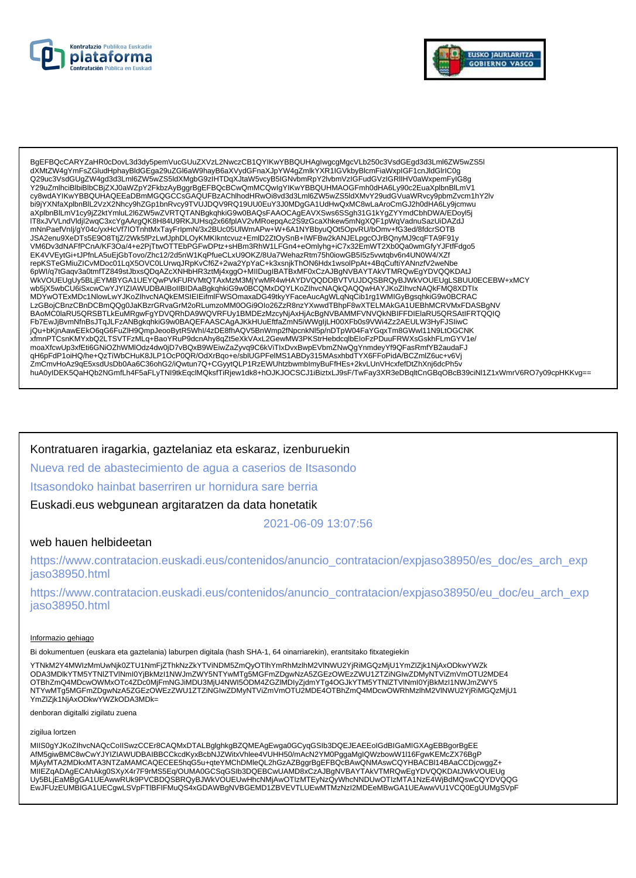BgEFBQcCARYZaHR0cDovL3d3dy5pemVucGUuZXVzL2NwczCB1QYIKwYBBQUHAgIwgcgMgcVLb250c3VsdGEgd3d3Lml6ZW5wZS5l
dXMtZW4gYmFsZGludHphayBldGEga29uZGl6aW9hayB6aXVydGFnaXJpYW4gZmlkYXR1IGVkbyBlcmFiaWxpIGF1cnJldGlrIC0g
Q29uc3VsdGUgZW4gd3d3Lml6ZW5wZS5ldXMgbG9zIHTDqXJtaW5vcyB5IGNvbmRpY2lvbmVzIGFudGVzIGRlIHV0aWxpemFyIG8g
Y29uZmlhciBlbiBlbCBjZXJ0aWZpY2FkbzAyBggrBgEFBQcBCwQmMCQwIgYIKwYBBQUHMAOGFmh0dHA6Ly90c2EuaXplbnBlLmV1
cy8wdAYIKwYBBQUHAQEEaDBmMGQGCCsGAQUFBzAChlhodHRwOi8vd3d3Lml6ZW5wZS5ldXMvY29udGVuaWRvcy9pbmZvcm1hY2lv
bi9jYXNfaXplbnBlL2VzX2Nhcy9hZGp1bnRvcy9TVUJDQV9RQ19UU0EuY3J0MDgGA1UdHwQxMC8wLaAroCmGJ2h0dHA6Ly9jcmwu
aXplbnBlLmV1cy9jZ2ktYmluL2l6ZW5wZVRTQTANBgkqhkiG9w0BAQsFAAOCAgEAVXSws6SSgh31G1kYgZYYmdCbhDWA/EDoyl5j
lT8xJVVLndVldjl2wqC3xcYgAArgQK8H84U9RKJUHsq2x66fplAV2vMRoepqAc2S9zGcaXhkew5mNgXQF1pWqVadnuSazUiDAZdJ
mNnPaefVnIj/gY04c/yxHcVf7lOTnhtMxTayFrIpmN/3x2BUc05UlWmAPw+W+6A1NYBbyuQOt5OpvRU/bOmv+fG3ed/8fdcrSOTB
JSA2enu9XeDTs5E9O8TtjZ/2Wk5fPzLwfJphDLOyKMKlkntcvuz+EmlD2ZtOySnB+IWFBw2kANJELpgcOJrBQnyMJ9cqFTA9F91y
VM6Dv3dNAFfPCnA/KF3Oa/4+e2PjTtwOTTEbPGFwDPtz+sHBm3RhW1LFGn4+eOmlyhg+iC7x32EmWT2Xb0Qa0wmGfyYJFtfFdgo5
EK4VVEytGi+tJPfnLA5uEjGbTovo/Zhc12/2d5nW1KqPfueCLxU9OKZ/8Ua7WehazRtm75h0iowGB5I5z5vwtqbv6n4UN0W4/XZf
repKSTeGMiuZICvMDoc01LqX5OVC0LUrwqJRpKvCf6Z+2wa2YpYaC+k3xsnjkThON6Hdx1wsolPpAt+4BqCuftiYANnzfV2weNbe
6pWI/q7tGaqv3a0tmfTZ849stJbxsQDqAZcXNHbHR3ztMj4xggO+MIIDugIBATBxMF0xCzAJBgNVBAYTAkVTMRQwEgYDVQQKDAtJ
WkVOUEUgUy5BLjEYMBYGA1UEYQwPVkFURVMtQTAxMzM3MjYwMR4wHAYDVQQDDBVTVUJDQSBRQyBJWkVOUEUgLSBUU0ECEBW+xMCY
wb5jX5wbCU6iSxcwCwYJYIZIAWUDBAIBoIIBIDAaBgkqhkiG9w0BCQMxDQYLKoZIhvcNAQkQAQQwHAYJKoZIhvcNAQkFMQ8XDTIx
MDYwOTExMDc1NlowLwYJKoZIhvcNAQkEMSIEIEifmIFWSOmaxaDG49tkyYFaceAucAgWLqNqCib1rg1WMIGyBgsqhkiG9w0BCRAC
LzGBojCBnzCBnDCBmQQg0JaKBzrGRvaGrM2oRLumzoMM0OGi9OIo26ZzR8nzYXwwdTBhpF8wXTELMAkGA1UEBhMCRVMxFDASBgNV
BAoMC0laRU5QRSBTLkEuMRgwFgYDVQRhDA9WQVRFUy1BMDEzMzcyNjAxHjAcBgNVBAMMFVNVQkNBIFFDIElaRU5QRSAtIFRTQQIQ
Fb7EwJjBvmNfnBsJTqJLFzANBgkqhkiG9w0BAQEFAASCAgAJKkHUuEftfaZmN5iWWgIjLH00XFb0s9VWi4Zz2AEULW3HyFJSIiwC
jQu+bKjnAawEEkO6qG6FuZlH9QmpJeooBytR5WhI/4zDE8fhAQV5BnWmp2fNpcnkNl5p/nDTpW04FaYGqxTm8GWwl11N9LtOGCNK
xfmnPTCsnKMYxbQ2LTSVTFzMLq+BaoYRuP9dcnAhy8qZt5eXkVAxL2GewMW3PKStrHebdcqlbEloFzPDuuFRWXsGskhFLmGYV1e/
moaXfcwUp3xfEti6GNiOZhWMlOdz4dw0jD7vBQxB9WEiwZaZyvq9C6kViTIxDvxBwpEVbmZNwQgYnmdeyYf9QFasRmfYB2audaFJ
qH6pFdP1oiHQ/he+QzTiWbCHuK8JLP1OcP0QR/OdXRqo+e/sblUGPFelMS1ABDy315MAsxhbdTYX6FFoPidA/BCZmlZ6uc+v6Vj
ZmCmvHoAz9qE5xsdUsDb0Aa6C36ohG2/iQwtun7Q+CGyytQLP1RzEWUhtzbwmbImyBuFfHEs+2kvLUnVHcxfefDtZhXnj6dcPh5v
huA0yIDEK5QaHQb2NGmfLh4F5aFLyTNI9tkEqclMQksfTiRjew1dk8+hOJKJOCSCJ1iBiztxLJ9sF/TwFay3XR3eDBqltCnGBqOBcB39ciNl1Z1xWmrV6RO7y09cpHKKvg==

Kontratuaren iragarkia, gaztelaniaz eta eskaraz, izenburuekin

Nueva red de abastecimiento de agua a caserios de Itsasondo

Itsasondoko hainbat baserriren ur hornidura sare berria

Euskadi.eus webgunean argitaratzen da data honetatik

2021-06-09 13:07:56

web hauen helbideetan

https://www.contratacion.euskadi.eus/contenidos/anuncio_contratacion/expjaso38950/es_doc/es_arch_expjaso38950.html

https://www.contratacion.euskadi.eus/contenidos/anuncio_contratacion/expjaso38950/eu_doc/eu_arch_expjaso38950.html

Informazio gehiago

Bi dokumentuen (euskara eta gaztelania) laburpen digitala (hash SHA-1, 64 oinarriarekin), erantsitako fitxategiekin

YTNkM2Y4MWIzMmUwNjk0ZTU1NmFjZThkNzZkYTViNDM5ZmQyOTlhYmRhMzlhM2VlNWU2YjRiMGQzMjU1YmZlZjk1NjAxODkwYWZk
ODA3MDlkYTM5YTNlZTVlNmI0YjBkMzI1NWJmZWY5NTYwMTg5MGFmZDgwNzA5ZGEzOWEzZWU1ZTZiNGIwZDMyNTViZmVmOTU2MDE4
OTBhZmQ4MDcwOWMxOTc4ZDc0MjFmNGJiMDU3MjU4NWI5ODM4ZGZlMDIyZjdmYTg4OGJkYTM5YTNlZTVlNmI0YjBkMzI1NWJmZWY5
NTYwMTg5MGFmZDgwNzA5ZGEzOWEzZWU1ZTZiNGIwZDMyNTViZmVmOTU2MDE4OTBhZmQ4MDcwOWRhMzlhM2VlNWU2YjRiMGQzMjU1
YmZlZjk1NjAxODkwYWZkODA3MDk=

denboran digitalki zigilatu zuena

zigilua lortzen

MIIS0gYJKoZIhvcNAQcCoIISwzCCEr8CAQMxDTALBglghkgBZQMEAgEwga0GCyqGSIb3DQEJEAEEoIGdBIGaMIGXAgEBBgorBgEE
AfM5giwBMC8wCwYJYIZIAWUDBAIBBCCkcdKyxBcbNJZWitxVhlee4VUHH50/mAcN2YM0PggaMgIQWzbowW1l16FgwKEMcZX76BgP
MjAyMTA2MDkxMTA3NTZaMAMCAQECEE5hqG5u+qteYMChDMleQL2hGzAZBggrBgEFBQcBAwQNMAswCQYHBACBl14BAaCCDjcwggZ+
MIIEZqADAgECAhAkg0SXyX4r7F9rMS5Eq/OUMA0GCSqGSIb3DQEBCwUAMD8xCzAJBgNVBAYTAkVTMRQwEgYDVQQKDAtJWkVOUEUg
Uy5BLjEaMBgGA1UEAwwRUk9PVCBDQSBRQyBJWkVOUEUwHhcNMjAwOTIzMTEyNzQyWhcNNDUwOTIzMTA1NzE4WjBdMQswCQYDVQQG
EwJFUzEUMBIGA1UECgwLSVpFTlBFIFMuQS4xGDAWBgNVBGEMD1ZBVEVTLUEwMTMzNzI2MDEeMBwGA1UEAwwVU1VCQ0EgUUMgSVpF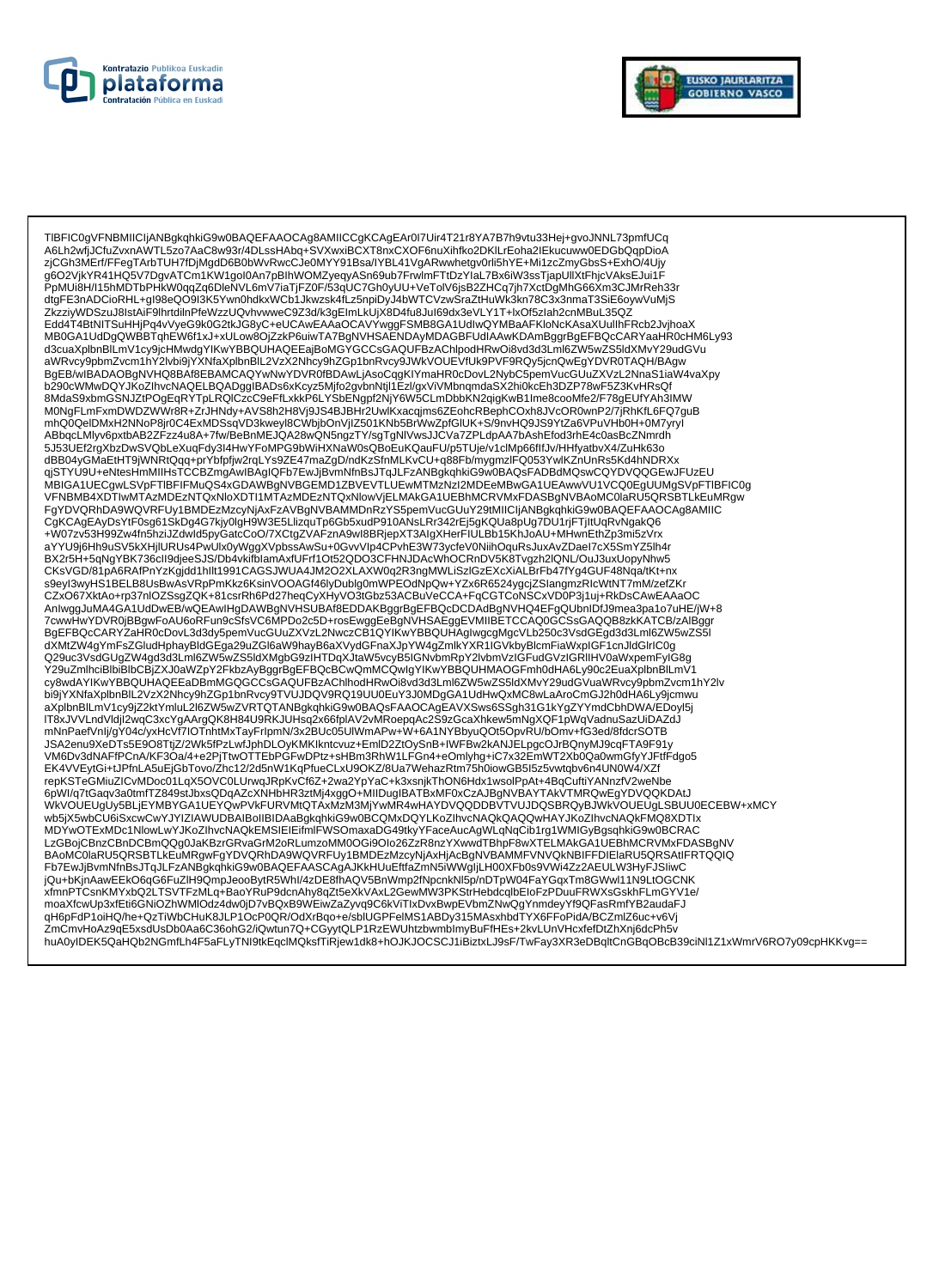```
TlBFIC0gVFNBMIICIjANBgkqhkiG9w0BAQEFAAOCAg8AMIICCgKCAgEAr0I7Uir4T21r8YA7B7h9vtu33Hej+gvoJNNL73pmfUCq
A6Lh2wfjJCfuZvxnAWTL5zo7AaC8w93r/4DLssHAbq+SVXwxiBCXT8nxCXOF6nuXihfko2DKlLrEoha2IEkucuww0EDGbQqpDioA
zjCGh3MErf/FFegTArbTUH7fDjMgdD6B0bWvRwcCJe0MYY91Bsa/IYBL41VgARwwhetgv0rli5hYE+Mi1zcZmyGbsS+ExhO/4Ujy
g6O2VjkYR41HQ5V7DgvATCm1KW1gol0An7pBIhWOMZyeqyASn69ub7FrwlmFTtDzYIaL7Bx6iW3ssTjapUllXtFhjcVAksEJui1F
PpMUi8H/I15hMDTbPHkW0qqZq6DleNVL6mV7iaTjFZ0F/53qUC7Gh0yUU+VeTolV6jsB2ZHCq7jh7XctDgMhG66Xm3CJMrReh33r
dtgFE3nADCioRHL+gI98eQO9I3K5Ywn0hdkxWCb1Jkwzsk4fLz5npiDyJ4bWTCVzwSraZtHuWk3kn78C3x3nmaT3SiE6oywVuMjS
ZkzziyWDSzuJ8IstAiF9lhrtdilnPfeWzzUQvhvwweC9Z3d/k3gEImLkUjX8D4fu8Jul69dx3eVLY1T+lxOf5zIah2cnMBuL35QZ
Edd4T4BtNITSuHHjPq4vVyeG9k0G2tkJG8yC+eUCAwEAAaOCAVYwggFSMB8GA1UdIwQYMBaAFKloNcKAsaXUullhFRcb2JvjhoaX
MB0GA1UdDgQWBBTqhEW6f1xJ+xULow8OjZzkP6uiwTA7BgNVHSAENDAyMDAGBFUdIAAwKDAmBggrBgEFBQcCARYaaHR0cHM6Ly93
d3cuaXplbnBlLmV1cy9jcHMwdgYIKwYBBQUHAQEEajBoMGYGCCsGAQUFBzAChlpodHRwOi8vd3d3Lml6ZW5wZS5ldXMvY29udGVu
aWRvcy9pbmZvcm1hY2lvbi9jYXNfaXplbnBlL2VzX2Nhcy9hZGp1bnRvcy9JWkVOUEVfUk9PVF9RQy5jcnQwEgYDVR0TAQH/BAgw
BgEB/wIBADAOBgNVHQ8BAf8EBAMCAQYwNwYDVR0fBDAwLjAsoCqgKIYmaHR0cDovL2NybC5pemVucGUuZXVzL2NnaS1iaW4vaXpy
b290cWMwDQYJKoZIhvcNAQELBQADggIBADs6xKcyz5Mjfo2gvbnNtjl1Ezl/gxViVMbnqmdaSX2hi0kcEh3DZP78wF5Z3KvHRsQf
8MdaS9xbmGSNJZtPOgEqRYTpLRQlCzcC9eFfLxkkP6LYSbENgpf2NjY6W5CLmDbbKN2qigKwB1lme8cooMfe2/F78gEUfYAh3IMW
M0NgFLmFxmDWDZWWr8R+ZrJHNdy+AVS8h2H8Vj9JS4BJBHr2UwlKxacqjms6ZEohcRBephCOxh8JVcOR0wnP2/7jRhKfL6FQ7guB
mhQ0QelDMxH2NNoP8jr0C4ExMDSsqVD3kweyl8CWbjbOnVjIZ501KNb5BrWwZpfGlUK+S/9nvHQ9JS9YtZa6VPuVHb0H+0M7yryl
ABbqcLMlyv6pxtbAB2ZFzz4u8A+7fw/BeBnMEJQA28wQN5ngzTY/sgTgNlVwsJJCVa7ZPLdpAA7bAshEfod3rhE4c0asBcZNmrdh
5J53UEf2rgXbzDwSVQbLeXuqFdy3I4HwYFoMPG9bWiHXNaW0sQBoEuKQauFU/p5TUje/v1clMp66fIfJv/HHfyatbvX4/ZuHk63o
dBB04yGMaEtHT9jWNRtQqq+prYbfpfjw2rqLYs9ZE47maZgD/ndKzSfnMLKvCU+q88Fb/mygmzlFQ053YwlKZnUnRs5Kd4hNDRXx
qjSTYU9U+eNtesHmMIIHsTCCBZmgAwIBAgIQFb7EwJjBvmNfnBsJTqJLFzANBgkqhkiG9w0BAQsFADBdMQswCQYDVQQGEwJFUzEU
MBIGA1UECgwLSVpFTlBFIFMuQS4xGDAWBgNVBGEMD1ZBVEVTLUEwMTMzNzI2MDEeMBwGA1UEAwwVU1VCQ0EgUUMgSVpFTlBFIC0g
VFNBMB4XDTIwMTAzMDEzNTQxNloXDTI1MTAzMDEzNTQxNlowVjELMAkGA1UEBhMCRVMxFDASBgNVBAoMC0laRU5QRSBTLkEuMRgw
FgYDVQRhDA9WQVRFUy1BMDEzMzcyNjAxFzAVBgNVBAMMDnRzYS5pemVucGUuY29tMIICIjANBgkqhkiG9w0BAQEFAAOCAg8AMIIC
CgKCAgEAyDsYtF0sg61SkDg4G7kjy0lgH9W3E5LlizquTp6Gb5xudP910ANsLRr342rEj5gKQUa8pUg7DU1rjFTjItUqRvNgakQ6
+W07zv53H99Zw4fn5hziJZdwld5pyGatcCoO/7XCtgZVAFznA9wI8BRjepXT3AIgXHerFIULBb15KhJoAU+MHwnEthZp3mi5zVrx
aYYU9j6Hh9uSV5kXHjlURUs4PwUlx0yWggXVpbssAwSu+0GvvVlp4CPvhE3W73ycfeV0NiihOquRsJuxAvZDaeI7cX5SmYZ5lh4r
BX2r5H+5qNgYBK736cII9djeeSJS/Db4vkifblamAxfUFrf1Ot52QDO3CFHNJDAcWhOCRnDV5K8Tvgzh2lQNL/OuJ3uxUopyNhw5
CKsVGD/81pA6RAfPnYzKgjdd1hllt1991CAGSJWUA4JM2O2XLAXW0q2R3ngMWLiSzlGzEXcXiALBrFb47fYg4GUF48Nqa/tKt+nx
s9eyl3wyHS1BELB8UsBwAsVRpPmKkz6KsinVOOAGf46lyDublg0mWPEOdNpQw+YZx6R6524ygcjZSlangmzRlcWtNT7mM/zefZKr
CZxO67XktAo+rp37nlOZSsgZQK+81csrRh6Pd27heqCyXHyVO3tGbz53ACBuVeCCA+FqCGTCoNSCxVD0P3j1uj+RkDsCAwEAAaOC
AnIwggJuMA4GA1UdDwEB/wQEAwIHgDAWBgNVHSUBAf8EDDAKBggrBgEFBQcDCDAdBgNVHQ4EFgQUbnlDfJ9mea3pa1o7uHE/jW+8
7cwwHwYDVR0jBBgwFoAU6oRFun9cSfsVC6MPDo2c5D+rosEwggEeBgNVHSAEggEVMIIBETCCAQ0GCSsGAQQB8zkKATCB/zAlBggr
BgEFBQcCARYZaHR0cDovL3d3dy5pemVucGUuZXVzL2NwczCB1QYIKwYBBQUHAgIwgcgMgcVLb250c3VsdGEgd3d3Lml6ZW5wZS5l
dXMtZW4gYmFsZGludHphyBldGEga29uZGl6aW9hayB6aXVydGFnaXJpYW4gZmlkYXR1IGVkbyBlcmFiaWxpIGF1cnJldGlrIC0g
Q29uc3VsdGUgZW4gd3d3Lml6ZW5wZS5ldXMgbG9zIHTDqXJtaW5vcyB5IGNvbmRpY2lvbmVzIGFudGVzIGRlIHV0aWxpemFyIG8g
Y29uZmlhciBlbiBlbCBjZXJ0aWZpY2FkbzAyBggrBgEFBQcBCwQmMCQwIgYIKwYBBQUHMAOGFmh0dHA6Ly90c2EuaXplbnBlLmV1
cy8wdAYIKwYBBQUHAQEEaDBmMGQGCCsGAQUFBzAChlhodHRwOi8vd3d3Lml6ZW5wZS5ldXMvY29udGVuaWRvcy9pbmZvcm1hY2lv
bi9jYXNfaXplbnBlL2VzX2Nhcy9hZGp1bnRvcy9TVUJDQV9RQ19UU0EuY3J0MDgGA1UdHwQxMC8wLaAroCmGJ2h0dHA6Ly9jcmwu
aXplbnBlLmV1cy9jZ2ktYmluL2l6ZW5wZVRTQTANBgkqhkiG9w0BAQsFAAOCAgEAVXSws6SSgh31G1kYgZYYmdCbhDWA/EDoyl5j
lT8xJVVLndVldjl2wqC3xcYgAArgQK8H84U9RKJUHsq2x66fplAV2vMRoepqAc2S9zGcaXhkew5mNgXQF1pWqVadnuSazUiDAZdJ
mNnPaefVnIj/gY04c/yxHcVf7IOTnhtMxTayFrlpmN/3x2BUc05UlWmAPw+W+6A1NYBbyuQOt5OpvRU/bOmv+fG3ed/8fdcrSOTB
JSA2enu9XeDTs5E9O8TtjZ/2Wk5fPzLwfJphDLOyKMKlkntcvuz+EmlD2ZtOySnB+IWFBw2kANJELpgcOJrBQnyMJ9cqFTA9F91y
VM6Dv3dNAFfPCnA/KF3Oa/4+e2PjTwOTTEbPGFwDPtz+sHBm3RhW1LFGn4+eOmlyhg+iC7x32EmWT2Xb0Qa0wmGfyYJFtfFdgo5
EK4VVEytGi+tJPfnLA5uEjGbTovo/Zhc12/2d5nW1KqPfueCLxU9OKZ/8Ua7WehazRtm75h0iowGB5I5z5vwtqbv6n4UN0W4/XZf
repKSTeGMiuZICvMDoc01LqX5OVC0LUrwqJRpKvCf6Z+2wa2YpYaC+k3xsnjkThON6Hdx1wsolPpAt+4BqCuftiYANnzfV2weNbe
6pWI/q7tGaqv3a0tmfTZ849stJbxsQDqAZcXNHbHR3ztMj4xggO+MIIDuglBATBxMF0xCzAJBgNVBAYTAkVTMRQwEgYDVQQKDAtJ
WkVOUEUgUy5BLjEYMBYGA1UEYQwPVkFURVMtQTAxMzM3MjYwMR4wHAYDVQQDDBVTVUJDQSBRQyBJWkVOUEUgLSBUU0ECEBW+xMCY
wb5jX5wbCU6iSxcwCwYJYIZIAWUDBAIBoIIBIDAaBgkqhkiG9w0BCQMxDQYLKoZIhvcNAQkQAQQwHAYJKoZIhvcNAQkFMQ8XDTIx
MDYwOTExMDc1NlowLwYJKoZIhvcNAQkEMSIEIEifmlFWSOmaxaDG49tkyYFaceAucAgWLqNqCib1rg1WMIGyBgsqhkiG9w0BCRAC
LzGBojCBnzCBnDCBmQQg0JaKBzrGRvaGrM2oRLumzoMM0OGi9OIo26ZzR8nzYXwwdTBhpF8wXTELMAkGA1UEBhMCRVMxFDASBgNV
BAoMC0laRU5QRSBTLkEuMRgwFgYDVQRhDA9WQVRFUy1BMDEzMzcyNjAxHjAcBgNVBAMMFVNVQkNBIFFDIElaRU5QRSAtIFRTQQIQ
Fb7EwJjBvmNfnBsJTqJLFzANBgkqhkiG9w0BAQEFAASCAgAJKkHUuEftfaZmN5iWWgIjLH00XFb0s9VWi4Zz2AEULW3HyFJSIiwC
jQu+bKjnAawEEkO6qG6FuZlH9QmpJeooBytR5WhI/4zDE8fhAQV5BnWmp2fNpcnkNl5p/nDTpW04FaYGqxTm8GWwl11N9LtOGCNK
xfmnPTCsnKMYxbQ2LTSVTFzMLq+BaoYRuP9dcnAhy8qZt5eXkVAxL2GewMW3PKStrHebdcqlbEIoFzPDuuFRWXsGskhFLmGYV1e/
moaXfcwUp3xfEti6GNiOZhWMlOdz4dw0jD7vBQxB9WEiwZaZyvq9C6kViTlxDvxBwpEVbmZNwQgYnmdeyYf9QFasRmfYB2audaFJ
qH6pFdP1oiHQ/he+QzTiWbCHuK8JLP1OcP0QR/OdXrBqo+e/sblUGPFelMS1ABDy315MAsxhbdTYX6FFoPidA/BCZmlZ6uc+v6Vj
ZmCmvHoAz9qE5xsdUsDb0Aa6C36ohG2/iQwtun7Q+CGyytQLP1RzEWUhtzbwmbImyBuFfHEs+2kvLUnVHcxfefDtZhXnj6dcPh5v
huA0ylDEK5QaHQb2NGmfLh4F5aFLyTNI9tkEqclMQksfTiRjew1dk8+hOJKJOCSCJ1iBiztxLJ9sF/TwFay3XR3eDBqltCnGBqOBcB39ciNl1Z1xWmrV6RO7y09cpHKKvg==
```